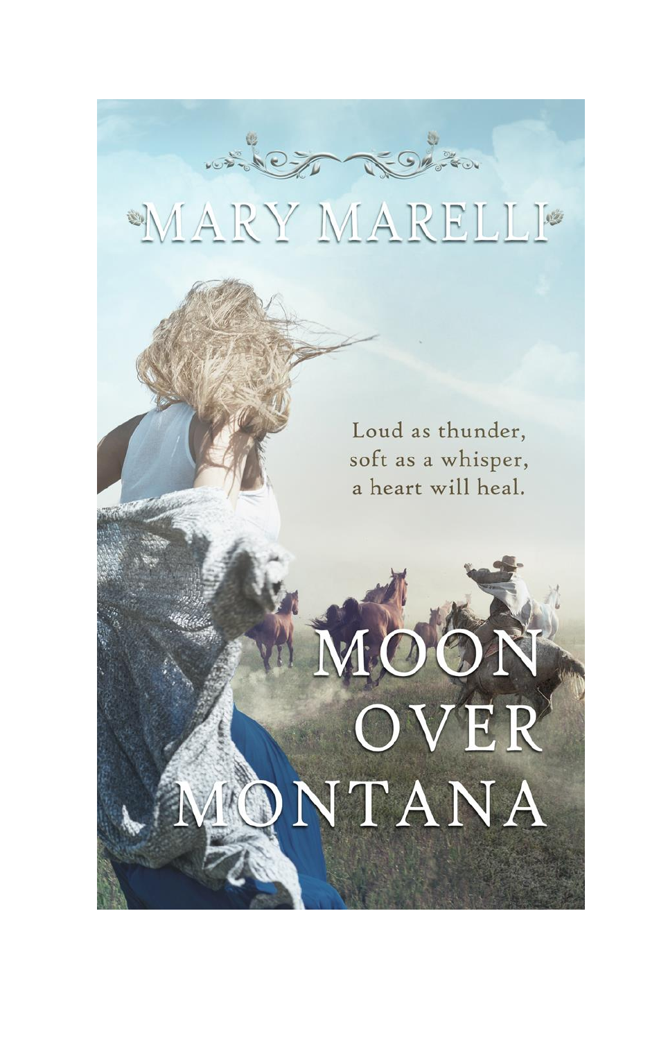MARY MARELLI

Loud as thunder,
soft as a whisper,
a heart will heal.

# MOON OVER MONTANA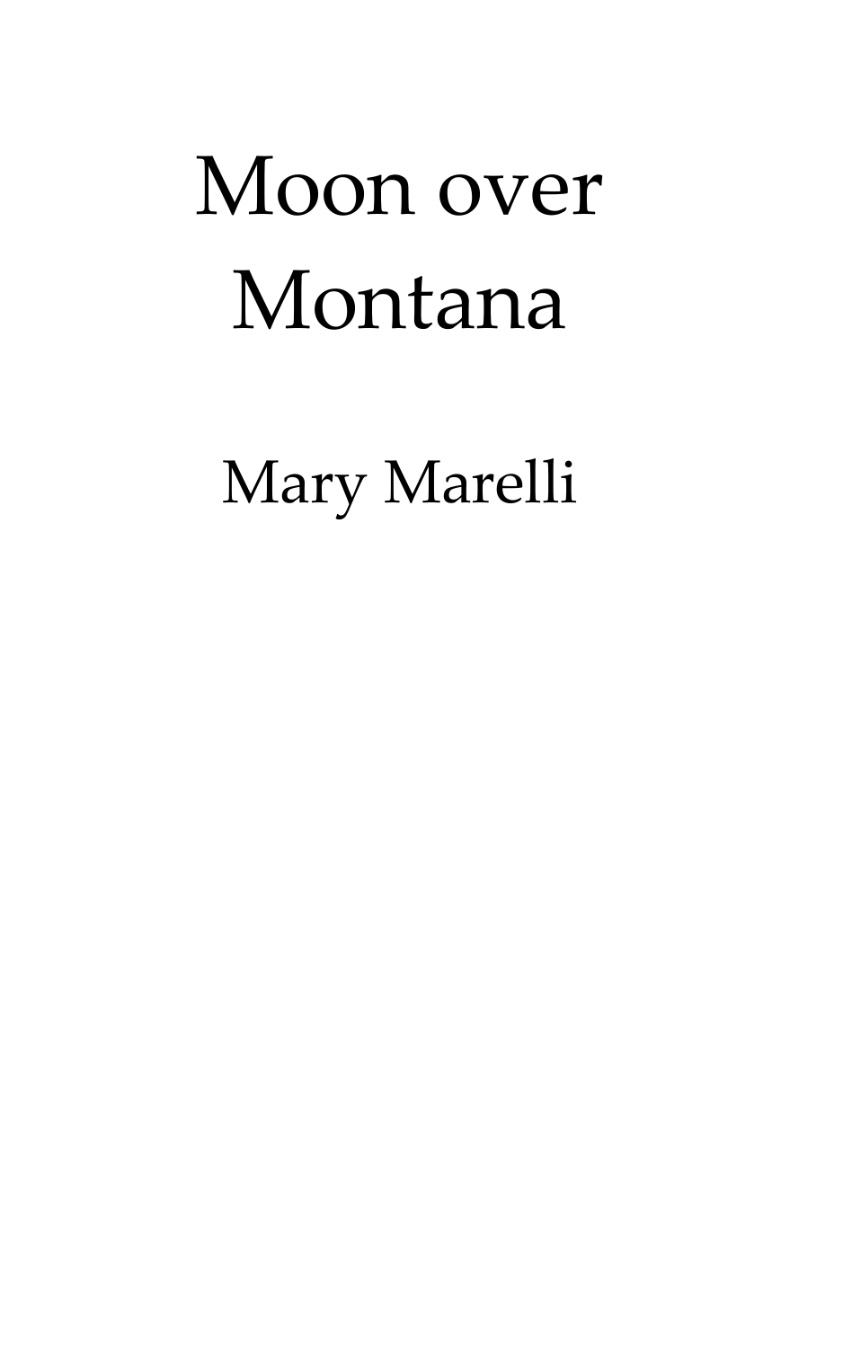# Moon over Montana

Mary Marelli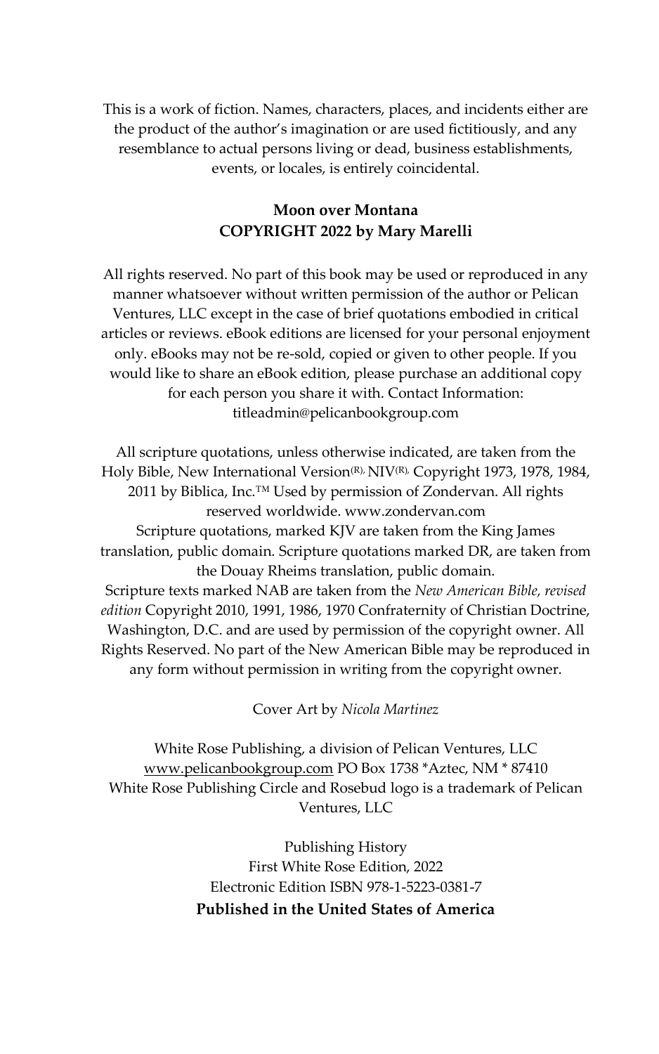This is a work of fiction. Names, characters, places, and incidents either are the product of the author's imagination or are used fictitiously, and any resemblance to actual persons living or dead, business establishments, events, or locales, is entirely coincidental.

**Moon over Montana**
**COPYRIGHT 2022 by Mary Marelli**

All rights reserved. No part of this book may be used or reproduced in any manner whatsoever without written permission of the author or Pelican Ventures, LLC except in the case of brief quotations embodied in critical articles or reviews. eBook editions are licensed for your personal enjoyment only. eBooks may not be re-sold, copied or given to other people. If you would like to share an eBook edition, please purchase an additional copy for each person you share it with. Contact Information: titleadmin@pelicanbookgroup.com

All scripture quotations, unless otherwise indicated, are taken from the Holy Bible, New International Version(R), NIV(R), Copyright 1973, 1978, 1984, 2011 by Biblica, Inc.™ Used by permission of Zondervan. All rights reserved worldwide. www.zondervan.com
Scripture quotations, marked KJV are taken from the King James translation, public domain. Scripture quotations marked DR, are taken from the Douay Rheims translation, public domain.
Scripture texts marked NAB are taken from the *New American Bible, revised edition* Copyright 2010, 1991, 1986, 1970 Confraternity of Christian Doctrine, Washington, D.C. and are used by permission of the copyright owner. All Rights Reserved. No part of the New American Bible may be reproduced in any form without permission in writing from the copyright owner.

Cover Art by *Nicola Martinez*

White Rose Publishing, a division of Pelican Ventures, LLC
www.pelicanbookgroup.com PO Box 1738 *Aztec, NM * 87410
White Rose Publishing Circle and Rosebud logo is a trademark of Pelican Ventures, LLC

Publishing History
First White Rose Edition, 2022
Electronic Edition ISBN 978-1-5223-0381-7
**Published in the United States of America**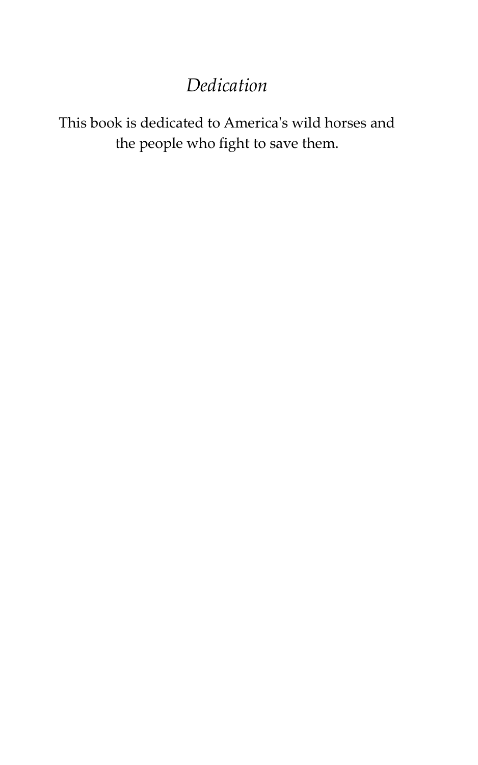# *Dedication*

This book is dedicated to America's wild horses and the people who fight to save them.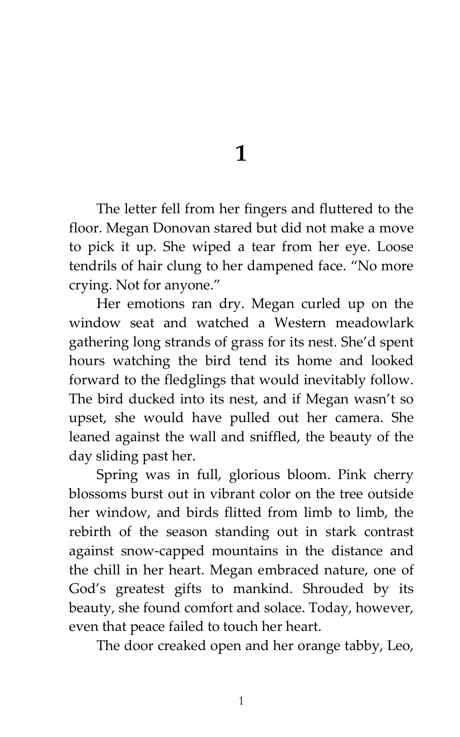# 1

The letter fell from her fingers and fluttered to the floor. Megan Donovan stared but did not make a move to pick it up. She wiped a tear from her eye. Loose tendrils of hair clung to her dampened face. "No more crying. Not for anyone."

Her emotions ran dry. Megan curled up on the window seat and watched a Western meadowlark gathering long strands of grass for its nest. She'd spent hours watching the bird tend its home and looked forward to the fledglings that would inevitably follow. The bird ducked into its nest, and if Megan wasn't so upset, she would have pulled out her camera. She leaned against the wall and sniffled, the beauty of the day sliding past her.

Spring was in full, glorious bloom. Pink cherry blossoms burst out in vibrant color on the tree outside her window, and birds flitted from limb to limb, the rebirth of the season standing out in stark contrast against snow-capped mountains in the distance and the chill in her heart. Megan embraced nature, one of God's greatest gifts to mankind. Shrouded by its beauty, she found comfort and solace. Today, however, even that peace failed to touch her heart.

The door creaked open and her orange tabby, Leo,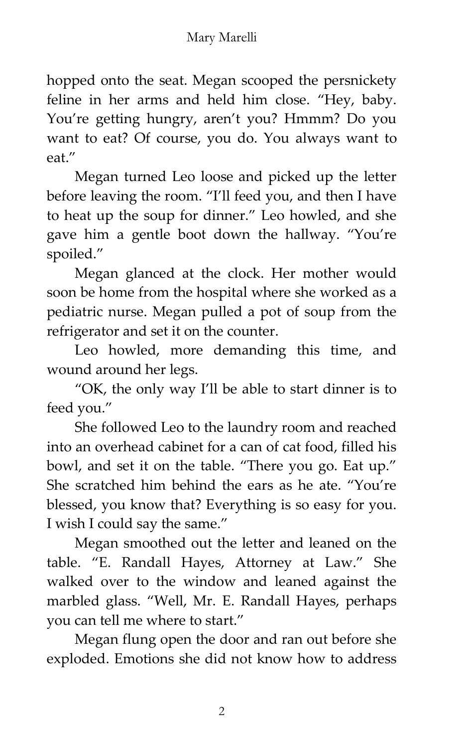hopped onto the seat. Megan scooped the persnickety feline in her arms and held him close. "Hey, baby. You're getting hungry, aren't you? Hmmm? Do you want to eat? Of course, you do. You always want to eat."

Megan turned Leo loose and picked up the letter before leaving the room. "I'll feed you, and then I have to heat up the soup for dinner." Leo howled, and she gave him a gentle boot down the hallway. "You're spoiled."

Megan glanced at the clock. Her mother would soon be home from the hospital where she worked as a pediatric nurse. Megan pulled a pot of soup from the refrigerator and set it on the counter.

Leo howled, more demanding this time, and wound around her legs.

"OK, the only way I'll be able to start dinner is to feed you."

She followed Leo to the laundry room and reached into an overhead cabinet for a can of cat food, filled his bowl, and set it on the table. "There you go. Eat up." She scratched him behind the ears as he ate. "You're blessed, you know that? Everything is so easy for you. I wish I could say the same."

Megan smoothed out the letter and leaned on the table. "E. Randall Hayes, Attorney at Law." She walked over to the window and leaned against the marbled glass. "Well, Mr. E. Randall Hayes, perhaps you can tell me where to start."

Megan flung open the door and ran out before she exploded. Emotions she did not know how to address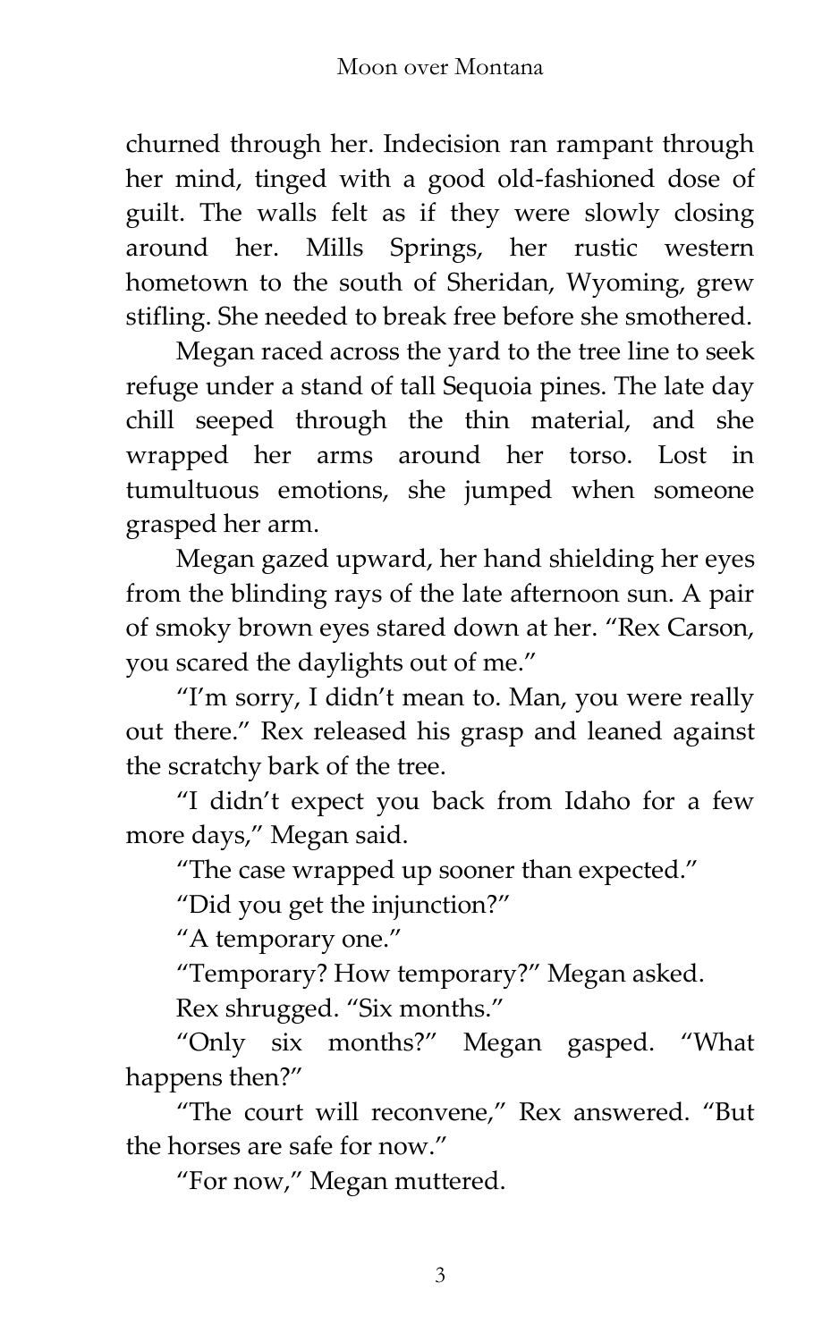churned through her. Indecision ran rampant through her mind, tinged with a good old-fashioned dose of guilt. The walls felt as if they were slowly closing around her. Mills Springs, her rustic western hometown to the south of Sheridan, Wyoming, grew stifling. She needed to break free before she smothered.

Megan raced across the yard to the tree line to seek refuge under a stand of tall Sequoia pines. The late day chill seeped through the thin material, and she wrapped her arms around her torso. Lost in tumultuous emotions, she jumped when someone grasped her arm.

Megan gazed upward, her hand shielding her eyes from the blinding rays of the late afternoon sun. A pair of smoky brown eyes stared down at her. "Rex Carson, you scared the daylights out of me."

"I'm sorry, I didn't mean to. Man, you were really out there." Rex released his grasp and leaned against the scratchy bark of the tree.

"I didn't expect you back from Idaho for a few more days," Megan said.

"The case wrapped up sooner than expected."

"Did you get the injunction?"

"A temporary one."

"Temporary? How temporary?" Megan asked.

Rex shrugged. "Six months."

"Only six months?" Megan gasped. "What happens then?"

"The court will reconvene," Rex answered. "But the horses are safe for now."

"For now," Megan muttered.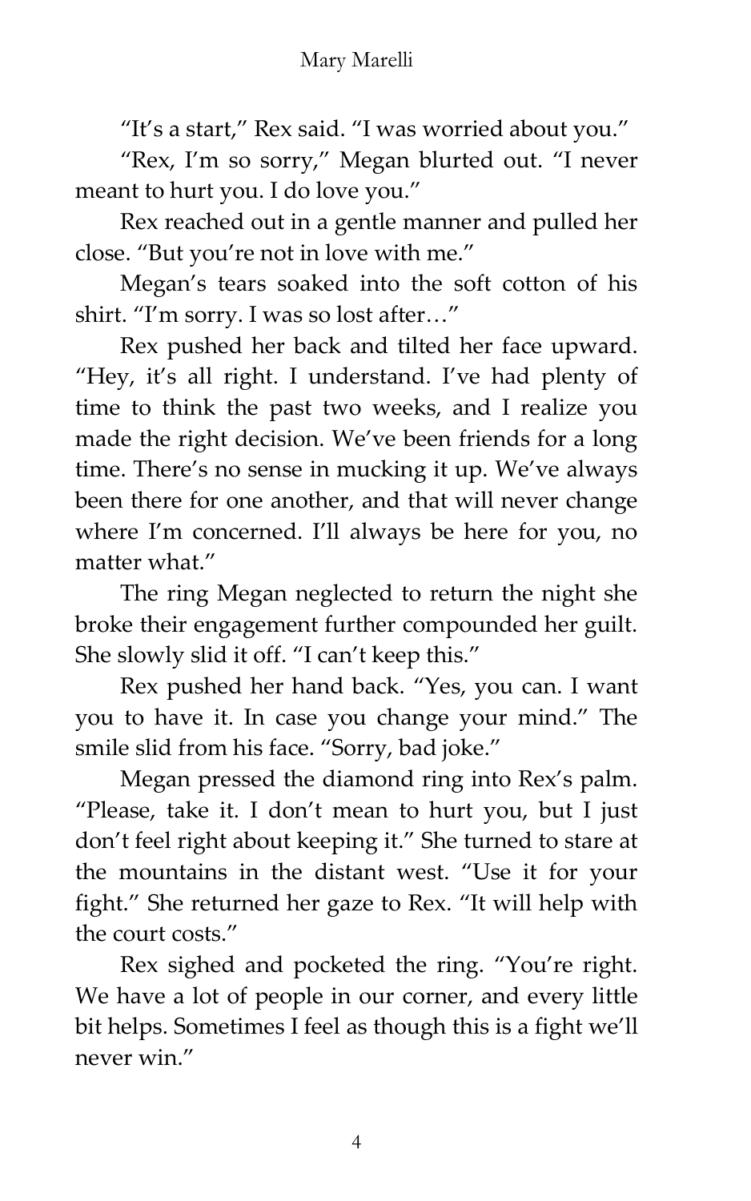"It's a start," Rex said. "I was worried about you."

"Rex, I'm so sorry," Megan blurted out. "I never meant to hurt you. I do love you."

Rex reached out in a gentle manner and pulled her close. "But you're not in love with me."

Megan's tears soaked into the soft cotton of his shirt. "I'm sorry. I was so lost after…"

Rex pushed her back and tilted her face upward. "Hey, it's all right. I understand. I've had plenty of time to think the past two weeks, and I realize you made the right decision. We've been friends for a long time. There's no sense in mucking it up. We've always been there for one another, and that will never change where I'm concerned. I'll always be here for you, no matter what."

The ring Megan neglected to return the night she broke their engagement further compounded her guilt. She slowly slid it off. "I can't keep this."

Rex pushed her hand back. "Yes, you can. I want you to have it. In case you change your mind." The smile slid from his face. "Sorry, bad joke."

Megan pressed the diamond ring into Rex's palm. "Please, take it. I don't mean to hurt you, but I just don't feel right about keeping it." She turned to stare at the mountains in the distant west. "Use it for your fight." She returned her gaze to Rex. "It will help with the court costs."

Rex sighed and pocketed the ring. "You're right. We have a lot of people in our corner, and every little bit helps. Sometimes I feel as though this is a fight we'll never win."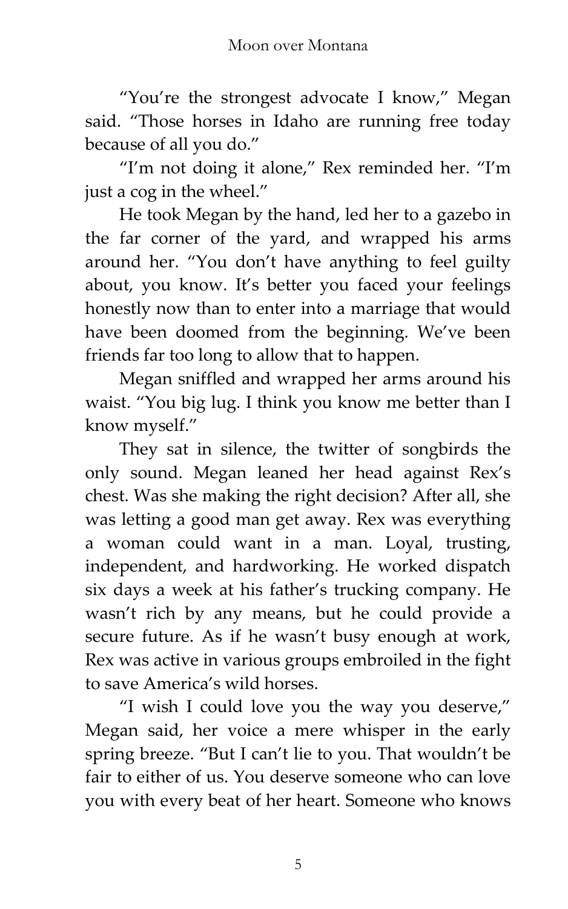"You're the strongest advocate I know," Megan said. "Those horses in Idaho are running free today because of all you do."

"I'm not doing it alone," Rex reminded her. "I'm just a cog in the wheel."

He took Megan by the hand, led her to a gazebo in the far corner of the yard, and wrapped his arms around her. "You don't have anything to feel guilty about, you know. It's better you faced your feelings honestly now than to enter into a marriage that would have been doomed from the beginning. We've been friends far too long to allow that to happen.

Megan sniffled and wrapped her arms around his waist. "You big lug. I think you know me better than I know myself."

They sat in silence, the twitter of songbirds the only sound. Megan leaned her head against Rex's chest. Was she making the right decision? After all, she was letting a good man get away. Rex was everything a woman could want in a man. Loyal, trusting, independent, and hardworking. He worked dispatch six days a week at his father's trucking company. He wasn't rich by any means, but he could provide a secure future. As if he wasn't busy enough at work, Rex was active in various groups embroiled in the fight to save America's wild horses.

"I wish I could love you the way you deserve," Megan said, her voice a mere whisper in the early spring breeze. "But I can't lie to you. That wouldn't be fair to either of us. You deserve someone who can love you with every beat of her heart. Someone who knows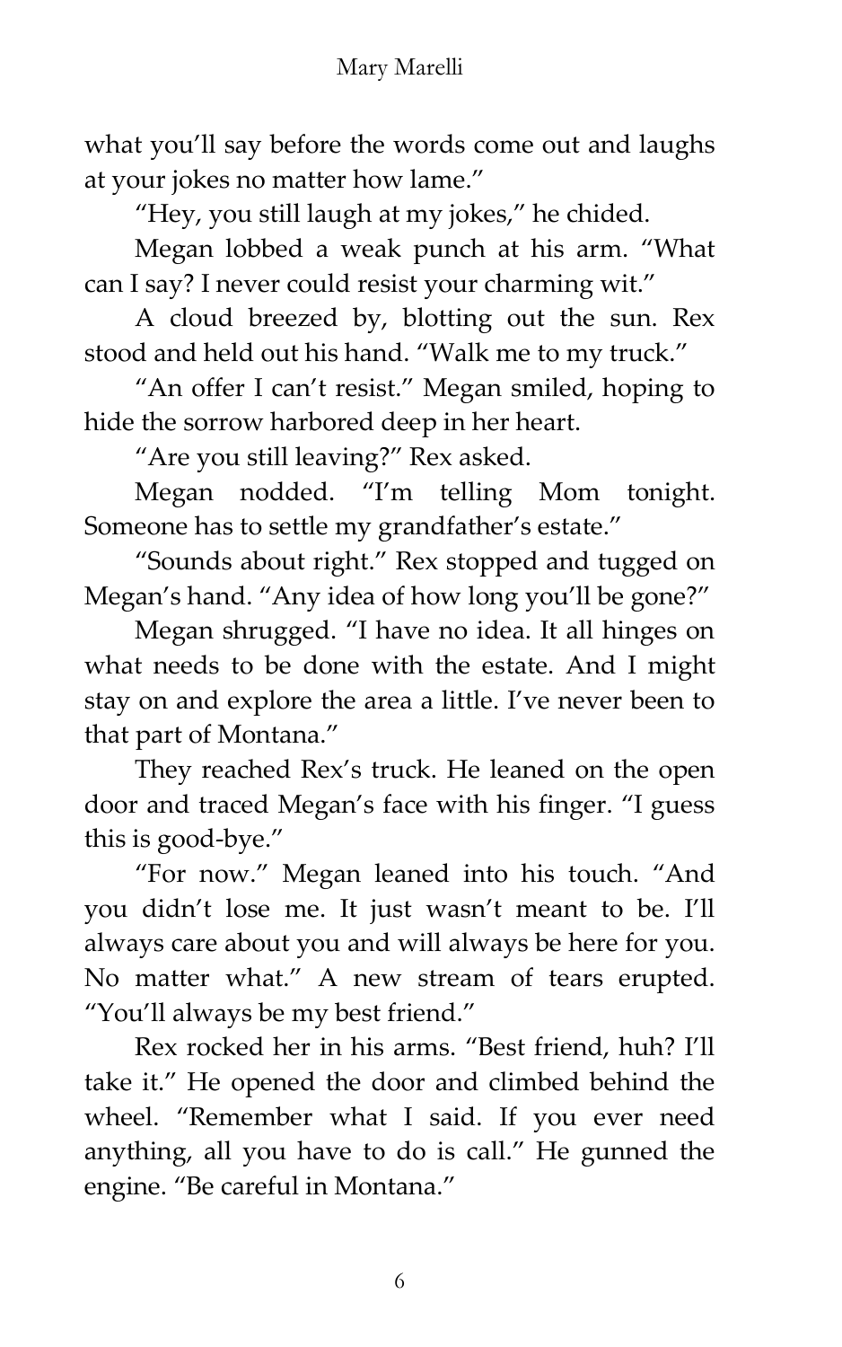what you'll say before the words come out and laughs at your jokes no matter how lame."

"Hey, you still laugh at my jokes," he chided.

Megan lobbed a weak punch at his arm. "What can I say? I never could resist your charming wit."

A cloud breezed by, blotting out the sun. Rex stood and held out his hand. "Walk me to my truck."

"An offer I can't resist." Megan smiled, hoping to hide the sorrow harbored deep in her heart.

"Are you still leaving?" Rex asked.

Megan nodded. "I'm telling Mom tonight. Someone has to settle my grandfather's estate."

"Sounds about right." Rex stopped and tugged on Megan's hand. "Any idea of how long you'll be gone?"

Megan shrugged. "I have no idea. It all hinges on what needs to be done with the estate. And I might stay on and explore the area a little. I've never been to that part of Montana."

They reached Rex's truck. He leaned on the open door and traced Megan's face with his finger. "I guess this is good-bye."

"For now." Megan leaned into his touch. "And you didn't lose me. It just wasn't meant to be. I'll always care about you and will always be here for you. No matter what." A new stream of tears erupted. "You'll always be my best friend."

Rex rocked her in his arms. "Best friend, huh? I'll take it." He opened the door and climbed behind the wheel. "Remember what I said. If you ever need anything, all you have to do is call." He gunned the engine. "Be careful in Montana."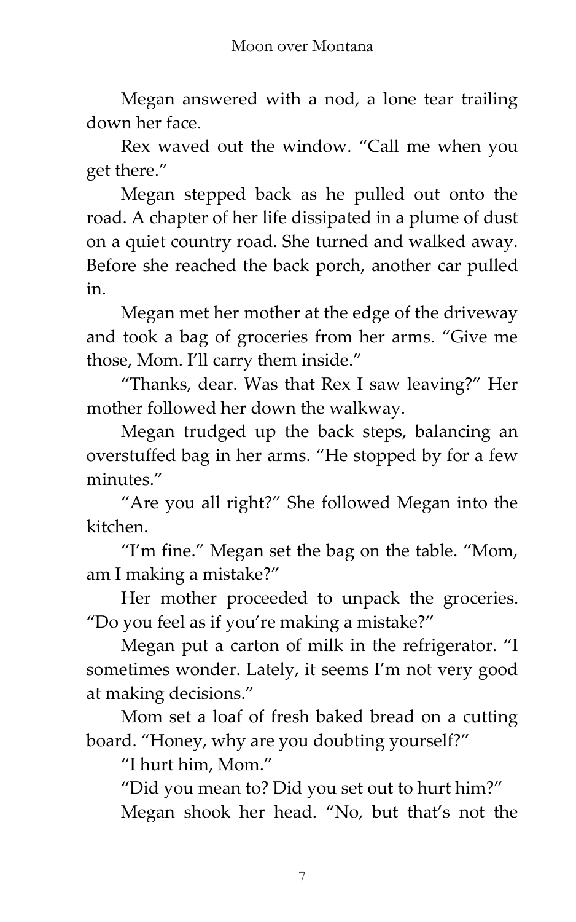Megan answered with a nod, a lone tear trailing down her face.

Rex waved out the window. "Call me when you get there."

Megan stepped back as he pulled out onto the road. A chapter of her life dissipated in a plume of dust on a quiet country road. She turned and walked away. Before she reached the back porch, another car pulled in.

Megan met her mother at the edge of the driveway and took a bag of groceries from her arms. "Give me those, Mom. I'll carry them inside."

"Thanks, dear. Was that Rex I saw leaving?" Her mother followed her down the walkway.

Megan trudged up the back steps, balancing an overstuffed bag in her arms. "He stopped by for a few minutes."

"Are you all right?" She followed Megan into the kitchen.

"I'm fine." Megan set the bag on the table. "Mom, am I making a mistake?"

Her mother proceeded to unpack the groceries. "Do you feel as if you're making a mistake?"

Megan put a carton of milk in the refrigerator. "I sometimes wonder. Lately, it seems I'm not very good at making decisions."

Mom set a loaf of fresh baked bread on a cutting board. "Honey, why are you doubting yourself?"

"I hurt him, Mom."

"Did you mean to? Did you set out to hurt him?"

Megan shook her head. "No, but that's not the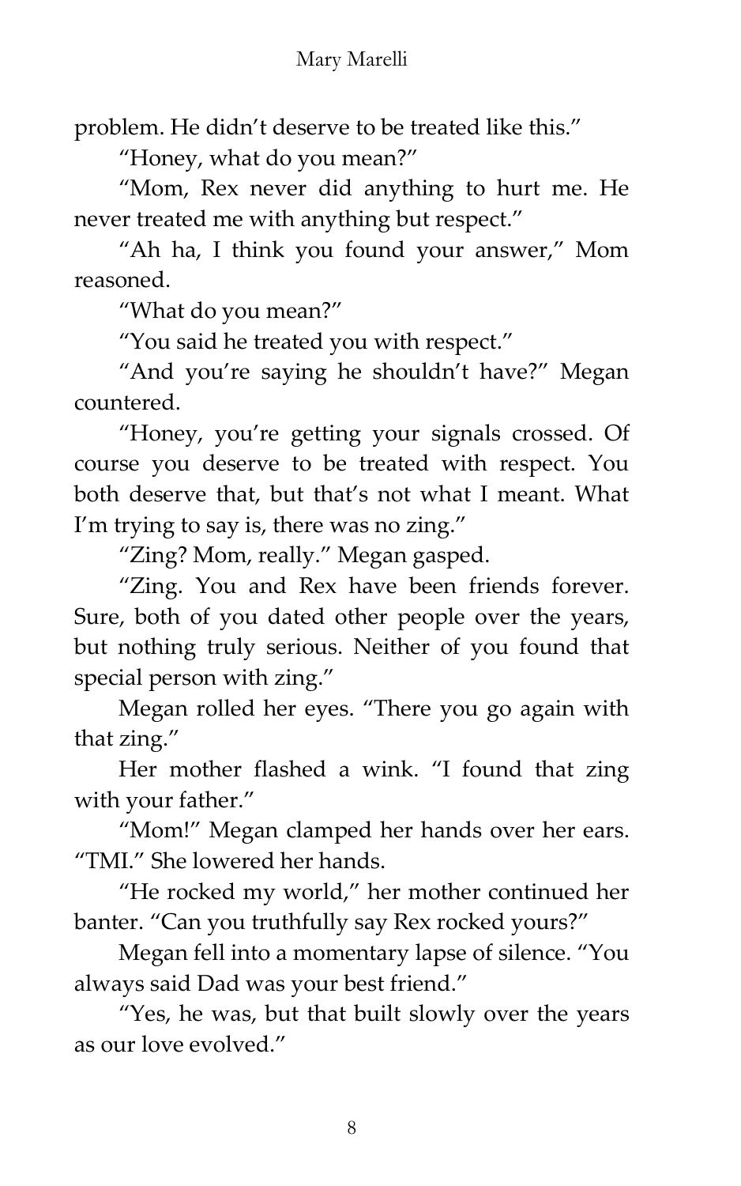problem. He didn't deserve to be treated like this."

"Honey, what do you mean?"

"Mom, Rex never did anything to hurt me. He never treated me with anything but respect."

"Ah ha, I think you found your answer," Mom reasoned.

"What do you mean?"

"You said he treated you with respect."

"And you're saying he shouldn't have?" Megan countered.

"Honey, you're getting your signals crossed. Of course you deserve to be treated with respect. You both deserve that, but that's not what I meant. What I'm trying to say is, there was no zing."

"Zing? Mom, really." Megan gasped.

"Zing. You and Rex have been friends forever. Sure, both of you dated other people over the years, but nothing truly serious. Neither of you found that special person with zing."

Megan rolled her eyes. "There you go again with that zing."

Her mother flashed a wink. "I found that zing with your father."

"Mom!" Megan clamped her hands over her ears. "TMI." She lowered her hands.

"He rocked my world," her mother continued her banter. "Can you truthfully say Rex rocked yours?"

Megan fell into a momentary lapse of silence. "You always said Dad was your best friend."

"Yes, he was, but that built slowly over the years as our love evolved."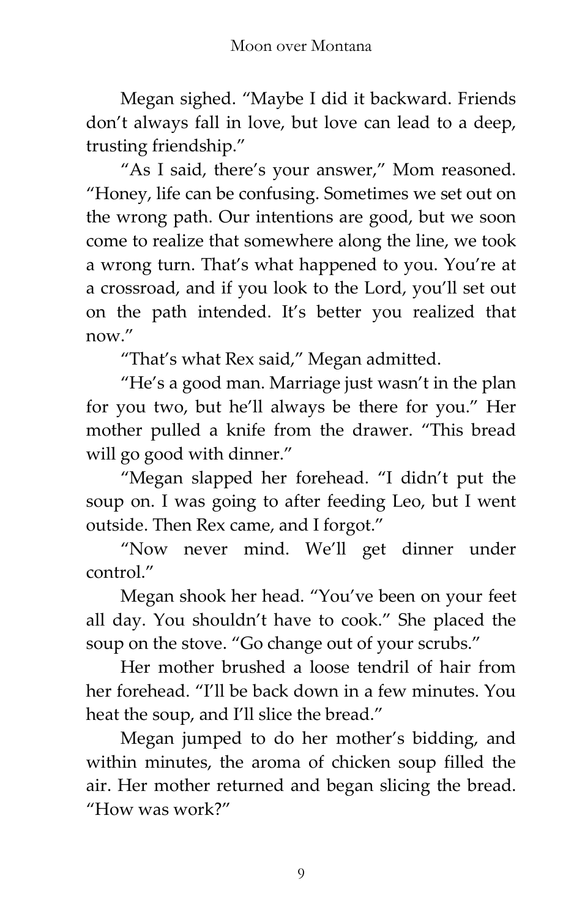Megan sighed. "Maybe I did it backward. Friends don't always fall in love, but love can lead to a deep, trusting friendship."

"As I said, there's your answer," Mom reasoned. "Honey, life can be confusing. Sometimes we set out on the wrong path. Our intentions are good, but we soon come to realize that somewhere along the line, we took a wrong turn. That's what happened to you. You're at a crossroad, and if you look to the Lord, you'll set out on the path intended. It's better you realized that now."

"That's what Rex said," Megan admitted.

"He's a good man. Marriage just wasn't in the plan for you two, but he'll always be there for you." Her mother pulled a knife from the drawer. "This bread will go good with dinner."

"Megan slapped her forehead. "I didn't put the soup on. I was going to after feeding Leo, but I went outside. Then Rex came, and I forgot."

"Now never mind. We'll get dinner under control."

Megan shook her head. "You've been on your feet all day. You shouldn't have to cook." She placed the soup on the stove. "Go change out of your scrubs."

Her mother brushed a loose tendril of hair from her forehead. "I'll be back down in a few minutes. You heat the soup, and I'll slice the bread."

Megan jumped to do her mother's bidding, and within minutes, the aroma of chicken soup filled the air. Her mother returned and began slicing the bread. "How was work?"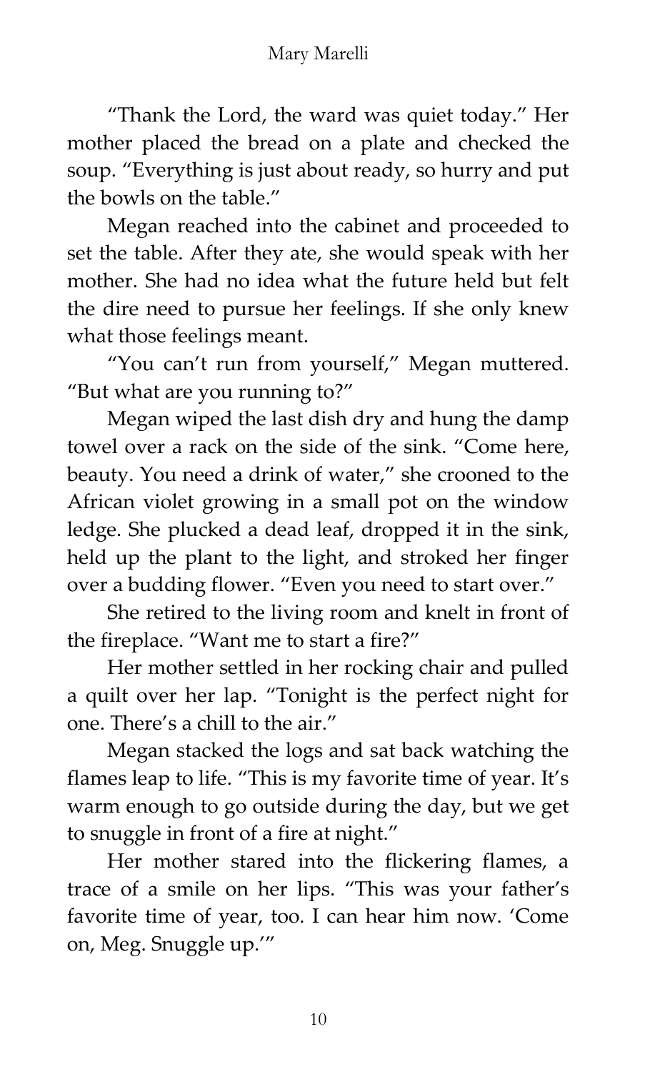"Thank the Lord, the ward was quiet today." Her mother placed the bread on a plate and checked the soup. "Everything is just about ready, so hurry and put the bowls on the table."

Megan reached into the cabinet and proceeded to set the table. After they ate, she would speak with her mother. She had no idea what the future held but felt the dire need to pursue her feelings. If she only knew what those feelings meant.

"You can't run from yourself," Megan muttered. "But what are you running to?"

Megan wiped the last dish dry and hung the damp towel over a rack on the side of the sink. "Come here, beauty. You need a drink of water," she crooned to the African violet growing in a small pot on the window ledge. She plucked a dead leaf, dropped it in the sink, held up the plant to the light, and stroked her finger over a budding flower. "Even you need to start over."

She retired to the living room and knelt in front of the fireplace. "Want me to start a fire?"

Her mother settled in her rocking chair and pulled a quilt over her lap. "Tonight is the perfect night for one. There's a chill to the air."

Megan stacked the logs and sat back watching the flames leap to life. "This is my favorite time of year. It's warm enough to go outside during the day, but we get to snuggle in front of a fire at night."

Her mother stared into the flickering flames, a trace of a smile on her lips. "This was your father's favorite time of year, too. I can hear him now. 'Come on, Meg. Snuggle up.'"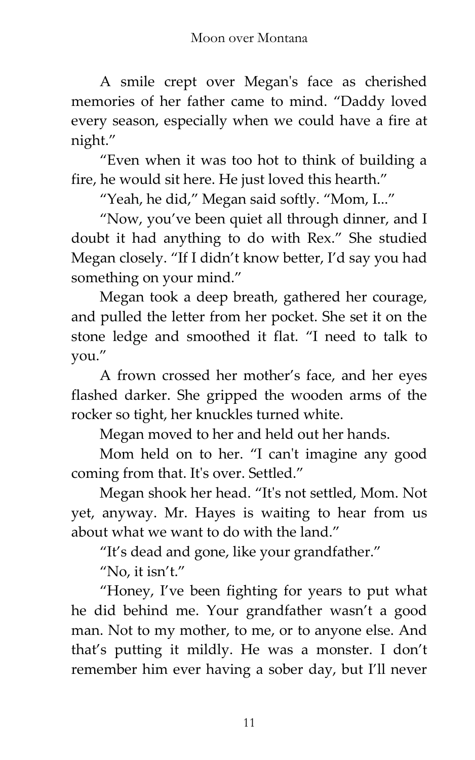A smile crept over Megan's face as cherished memories of her father came to mind. “Daddy loved every season, especially when we could have a fire at night.”

“Even when it was too hot to think of building a fire, he would sit here. He just loved this hearth.”

“Yeah, he did,” Megan said softly. “Mom, I...”

“Now, you’ve been quiet all through dinner, and I doubt it had anything to do with Rex.” She studied Megan closely. “If I didn’t know better, I’d say you had something on your mind.”

Megan took a deep breath, gathered her courage, and pulled the letter from her pocket. She set it on the stone ledge and smoothed it flat. “I need to talk to you.”

A frown crossed her mother’s face, and her eyes flashed darker. She gripped the wooden arms of the rocker so tight, her knuckles turned white.

Megan moved to her and held out her hands.

Mom held on to her. “I can't imagine any good coming from that. It's over. Settled.”

Megan shook her head. “It's not settled, Mom. Not yet, anyway. Mr. Hayes is waiting to hear from us about what we want to do with the land.”

“It’s dead and gone, like your grandfather.”

“No, it isn’t.”

“Honey, I’ve been fighting for years to put what he did behind me. Your grandfather wasn’t a good man. Not to my mother, to me, or to anyone else. And that’s putting it mildly. He was a monster. I don’t remember him ever having a sober day, but I’ll never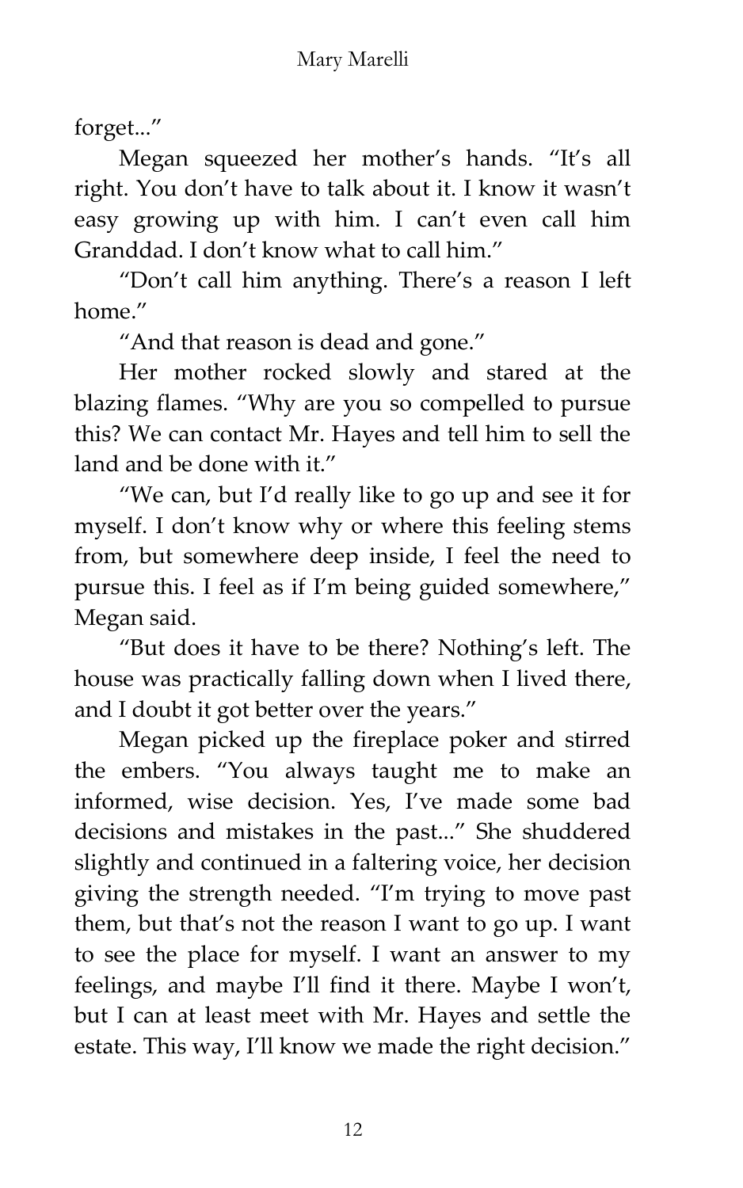forget..."

Megan squeezed her mother's hands. "It's all right. You don't have to talk about it. I know it wasn't easy growing up with him. I can't even call him Granddad. I don't know what to call him."

"Don't call him anything. There's a reason I left home."

"And that reason is dead and gone."

Her mother rocked slowly and stared at the blazing flames. "Why are you so compelled to pursue this? We can contact Mr. Hayes and tell him to sell the land and be done with it."

"We can, but I'd really like to go up and see it for myself. I don't know why or where this feeling stems from, but somewhere deep inside, I feel the need to pursue this. I feel as if I'm being guided somewhere," Megan said.

"But does it have to be there? Nothing's left. The house was practically falling down when I lived there, and I doubt it got better over the years."

Megan picked up the fireplace poker and stirred the embers. "You always taught me to make an informed, wise decision. Yes, I've made some bad decisions and mistakes in the past..." She shuddered slightly and continued in a faltering voice, her decision giving the strength needed. "I'm trying to move past them, but that's not the reason I want to go up. I want to see the place for myself. I want an answer to my feelings, and maybe I'll find it there. Maybe I won't, but I can at least meet with Mr. Hayes and settle the estate. This way, I'll know we made the right decision."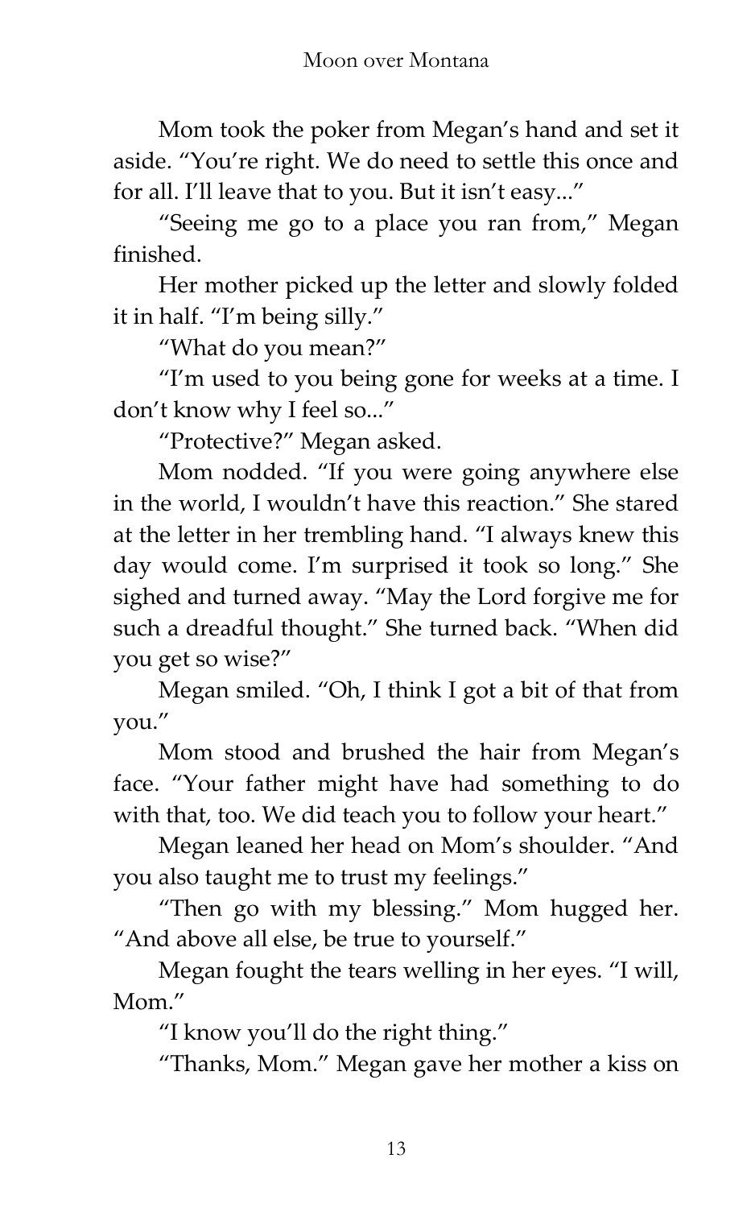Mom took the poker from Megan's hand and set it aside. "You're right. We do need to settle this once and for all. I'll leave that to you. But it isn't easy..."

"Seeing me go to a place you ran from," Megan finished.

Her mother picked up the letter and slowly folded it in half. "I'm being silly."

"What do you mean?"

"I'm used to you being gone for weeks at a time. I don't know why I feel so..."

"Protective?" Megan asked.

Mom nodded. "If you were going anywhere else in the world, I wouldn't have this reaction." She stared at the letter in her trembling hand. "I always knew this day would come. I'm surprised it took so long." She sighed and turned away. "May the Lord forgive me for such a dreadful thought." She turned back. "When did you get so wise?"

Megan smiled. "Oh, I think I got a bit of that from you."

Mom stood and brushed the hair from Megan's face. "Your father might have had something to do with that, too. We did teach you to follow your heart."

Megan leaned her head on Mom's shoulder. "And you also taught me to trust my feelings."

"Then go with my blessing." Mom hugged her. "And above all else, be true to yourself."

Megan fought the tears welling in her eyes. "I will, Mom."

"I know you'll do the right thing."

"Thanks, Mom." Megan gave her mother a kiss on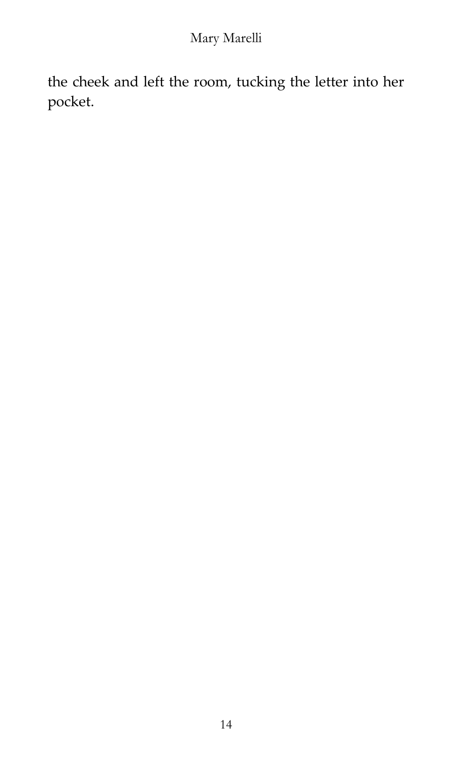the cheek and left the room, tucking the letter into her pocket.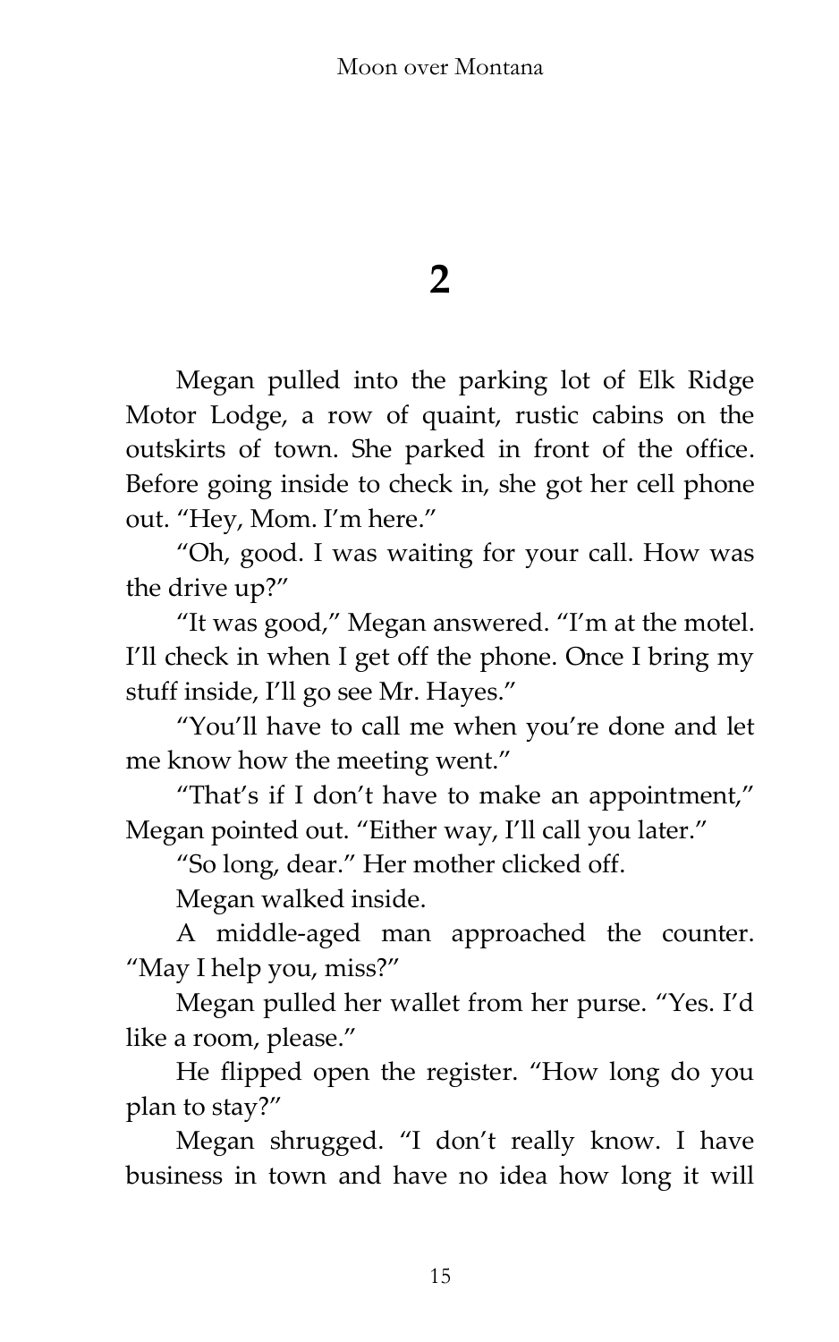# 2

Megan pulled into the parking lot of Elk Ridge Motor Lodge, a row of quaint, rustic cabins on the outskirts of town. She parked in front of the office. Before going inside to check in, she got her cell phone out. "Hey, Mom. I'm here."

"Oh, good. I was waiting for your call. How was the drive up?"

"It was good," Megan answered. "I'm at the motel. I'll check in when I get off the phone. Once I bring my stuff inside, I'll go see Mr. Hayes."

"You'll have to call me when you're done and let me know how the meeting went."

"That's if I don't have to make an appointment," Megan pointed out. "Either way, I'll call you later."

"So long, dear." Her mother clicked off.

Megan walked inside.

A middle-aged man approached the counter. "May I help you, miss?"

Megan pulled her wallet from her purse. "Yes. I'd like a room, please."

He flipped open the register. "How long do you plan to stay?"

Megan shrugged. "I don't really know. I have business in town and have no idea how long it will